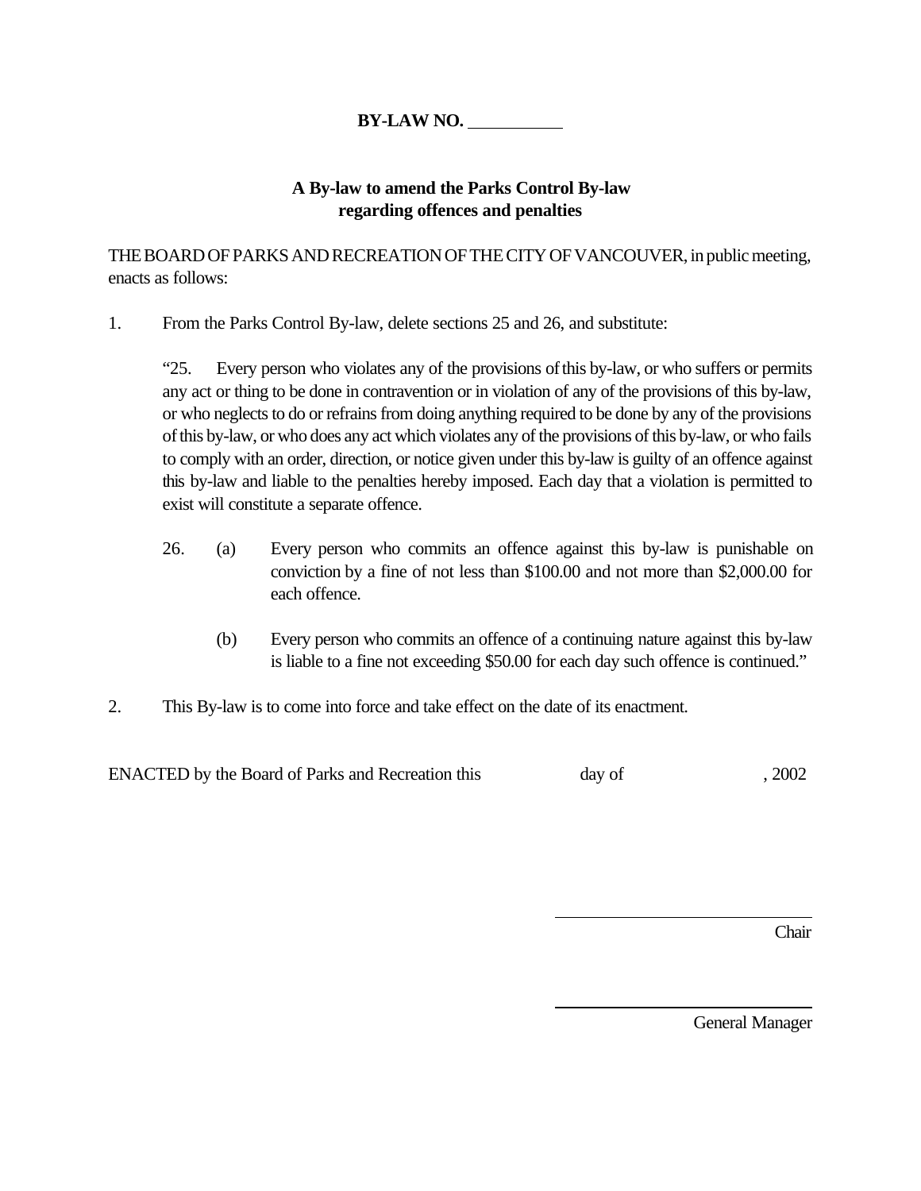**BY-LAW NO. \_\_\_\_\_\_\_\_\_\_**

**A By-law to amend the Parks Control By-law regarding offences and penalties**

THE BOARD OF PARKS AND RECREATION OF THE CITY OF VANCOUVER, in public meeting, enacts as follows:

1. From the Parks Control By-law, delete sections 25 and 26, and substitute:

   "25. Every person who violates any of the provisions of this by-law, or who suffers or permits any act or thing to be done in contravention or in violation of any of the provisions of this by-law, or who neglects to do or refrains from doing anything required to be done by any of the provisions of this by-law, or who does any act which violates any of the provisions of this by-law, or who fails to comply with an order, direction, or notice given under this by-law is guilty of an offence against this by-law and liable to the penalties hereby imposed. Each day that a violation is permitted to exist will constitute a separate offence.

   26. (a) Every person who commits an offence against this by-law is punishable on conviction by a fine of not less than $100.00 and not more than $2,000.00 for each offence.

       (b) Every person who commits an offence of a continuing nature against this by-law is liable to a fine not exceeding $50.00 for each day such offence is continued."

2. This By-law is to come into force and take effect on the date of its enactment.

ENACTED by the Board of Parks and Recreation this day of , 2002

\_\_\_\_\_\_\_\_\_\_\_\_\_\_\_\_\_\_\_\_\_\_\_\_\_\_\_\_\_\_

Chair

\_\_\_\_\_\_\_\_\_\_\_\_\_\_\_\_\_\_\_\_\_\_\_\_\_\_\_\_\_\_

General Manager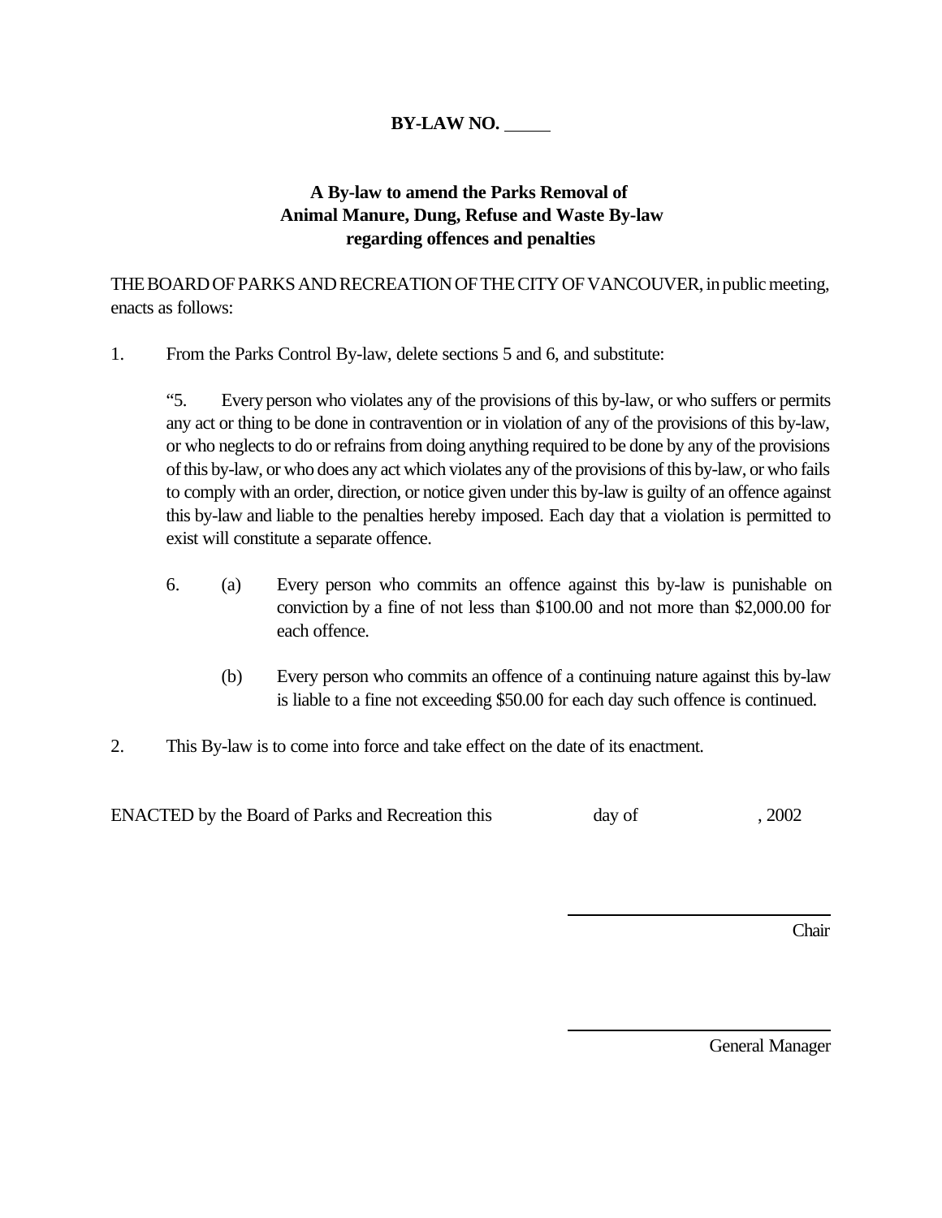**BY-LAW NO. _____**

**A By-law to amend the Parks Removal of Animal Manure, Dung, Refuse and Waste By-law regarding offences and penalties**

THE BOARD OF PARKS AND RECREATION OF THE CITY OF VANCOUVER, in public meeting, enacts as follows:

1. From the Parks Control By-law, delete sections 5 and 6, and substitute:

   "5. Every person who violates any of the provisions of this by-law, or who suffers or permits any act or thing to be done in contravention or in violation of any of the provisions of this by-law, or who neglects to do or refrains from doing anything required to be done by any of the provisions of this by-law, or who does any act which violates any of the provisions of this by-law, or who fails to comply with an order, direction, or notice given under this by-law is guilty of an offence against this by-law and liable to the penalties hereby imposed. Each day that a violation is permitted to exist will constitute a separate offence.

   6. (a) Every person who commits an offence against this by-law is punishable on conviction by a fine of not less than $100.00 and not more than $2,000.00 for each offence.

      (b) Every person who commits an offence of a continuing nature against this by-law is liable to a fine not exceeding $50.00 for each day such offence is continued.

2. This By-law is to come into force and take effect on the date of its enactment.

ENACTED by the Board of Parks and Recreation this day of , 2002

_________________________
Chair

_________________________
General Manager